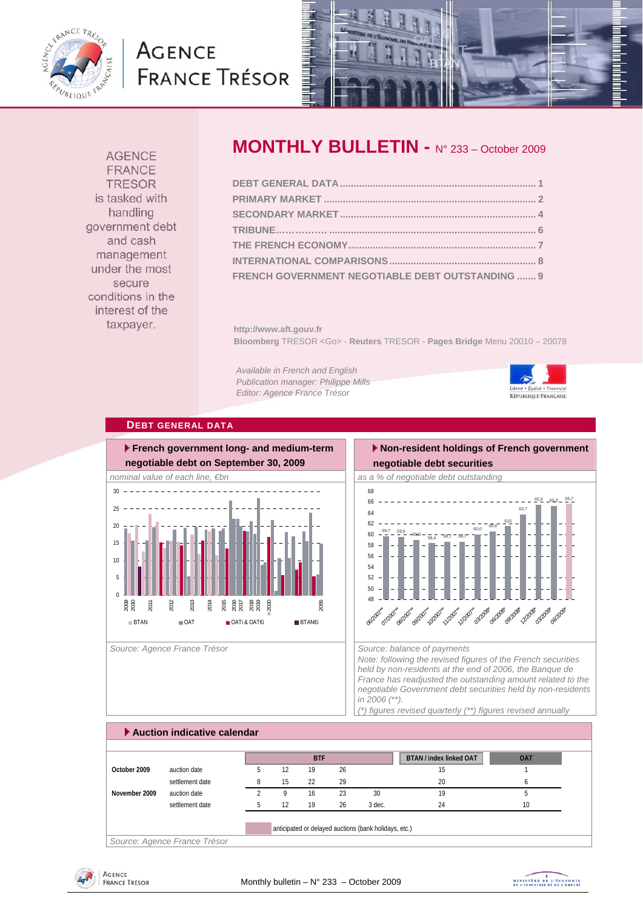AGENCE FRANCE TRESOR is tasked with handling government debt and cash management under the most secure conditions in the interest of the taxpayer.

# MONTHLY BULLETIN - N° 233 – October 2009

- DEBT GENERAL DATA .......... 1
- PRIMARY MARKET .......... 2
- SECONDARY MARKET .......... 4
- TRIBUNE .......... 6
- THE FRENCH ECONOMY .......... 7
- INTERNATIONAL COMPARISONS .......... 8
- FRENCH GOVERNMENT NEGOTIABLE DEBT OUTSTANDING .......... 9

http://www.aft.gouv.fr

**Bloomberg** TRESOR <Go> - **Reuters** TRESOR - **Pages Bridge** Menu 20010 – 20078

*Available in French and English*
*Publication manager: Philippe Mills*
*Editor: Agence France Trésor*

## DEBT GENERAL DATA

### French government long- and medium-term negotiable debt on September 30, 2009

*nominal value of each line, €bn*

*Source: Agence France Trésor*

### Non-resident holdings of French government negotiable debt securities

*as a % of negotiable debt outstanding*

| Period | % |
|---|---|
| 06/2007** | 59.7 |
| 07/2007** | 59.6 |
| 08/2007** | 59.0 |
| 09/2007** | 58.4 |
| 10/2007** | 58.7 |
| 11/2007** | 58.7 |
| 12/2007** | 60.0 |
| 03/2008* | 60.6 |
| 06/2008* | 61.5 |
| 09/2008* | 63.7 |
| 12/2008* | 65.5 |
| 03/2009* | 65.3 |
| 06/2009* | 65.7 |

*Source: balance of payments*

*Note: following the revised figures of the French securities held by non-residents at the end of 2006, the Banque de France has readjusted the outstanding amount related to the negotiable Government debt securities held by non-residents in 2006 (\*\*).*

*(\*) figures revised quarterly (\*\*) figures revised annually*

### Auction indicative calendar

| | | BTF | | | | | BTAN / index linked OAT | OAT |
|---|---|---|---|---|---|---|---|---|
| **October 2009** | auction date | 5 | 12 | 19 | 26 | | 15 | 1 |
| | settlement date | 8 | 15 | 22 | 29 | | 20 | 6 |
| **November 2009** | auction date | 2 | 9 | 16 | 23 | 30 | 19 | 5 |
| | settlement date | 5 | 12 | 19 | 26 | 3 dec. | 24 | 10 |

anticipated or delayed auctions (bank holidays, etc.)

*Source: Agence France Trésor*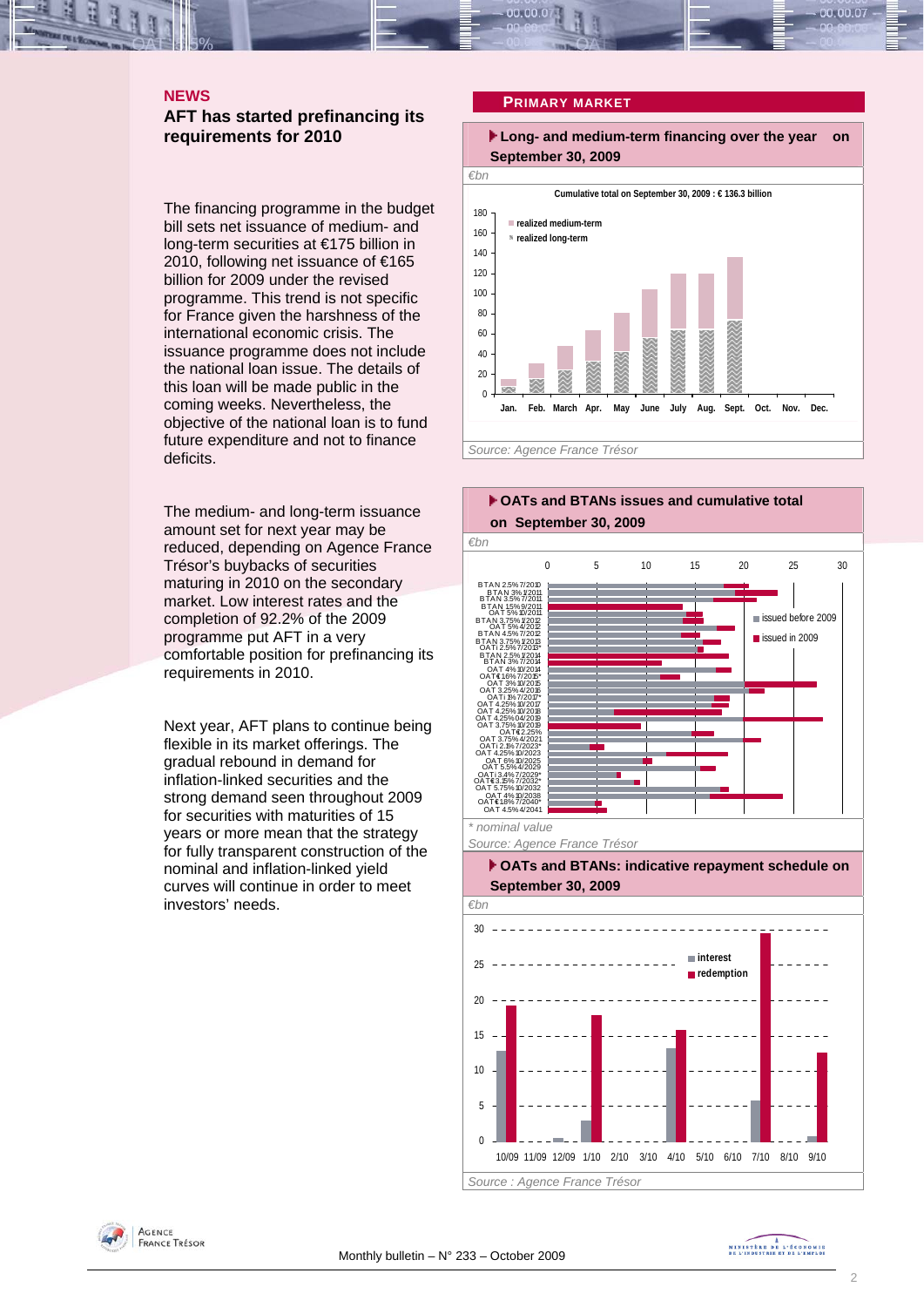## NEWS

### AFT has started prefinancing its requirements for 2010

The financing programme in the budget bill sets net issuance of medium- and long-term securities at €175 billion in 2010, following net issuance of €165 billion for 2009 under the revised programme. This trend is not specific for France given the harshness of the international economic crisis. The issuance programme does not include the national loan issue. The details of this loan will be made public in the coming weeks. Nevertheless, the objective of the national loan is to fund future expenditure and not to finance deficits.

The medium- and long-term issuance amount set for next year may be reduced, depending on Agence France Trésor's buybacks of securities maturing in 2010 on the secondary market. Low interest rates and the completion of 92.2% of the 2009 programme put AFT in a very comfortable position for prefinancing its requirements in 2010.

Next year, AFT plans to continue being flexible in its market offerings. The gradual rebound in demand for inflation-linked securities and the strong demand seen throughout 2009 for securities with maturities of 15 years or more mean that the strategy for fully transparent construction of the nominal and inflation-linked yield curves will continue in order to meet investors' needs.

## PRIMARY MARKET

**Long- and medium-term financing over the year on September 30, 2009**

€bn

Cumulative total on September 30, 2009 : € 136.3 billion

Source: Agence France Trésor

**OATs and BTANs issues and cumulative total on September 30, 2009**

€bn

\* nominal value

Source: Agence France Trésor

**OATs and BTANs: indicative repayment schedule on September 30, 2009**

€bn

Source : Agence France Trésor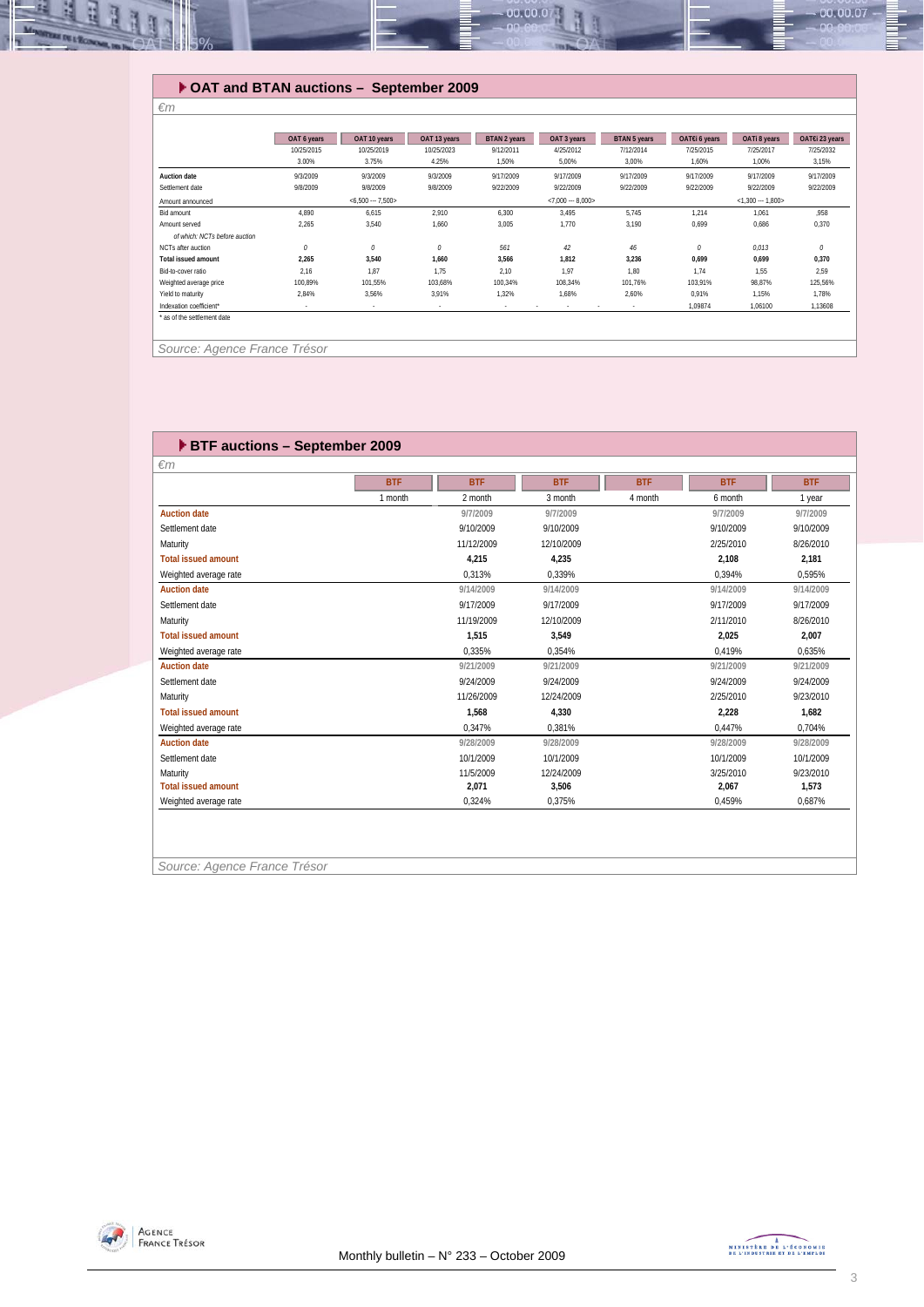## OAT and BTAN auctions – September 2009

*€m*

| | OAT 6 years | OAT 10 years | OAT 13 years | BTAN 2 years | OAT 3 years | BTAN 5 years | OAT€i 6 years | OATi 8 years | OAT€i 23 years |
|---|---|---|---|---|---|---|---|---|---|
| | 10/25/2015 | 10/25/2019 | 10/25/2023 | 9/12/2011 | 4/25/2012 | 7/12/2014 | 7/25/2015 | 7/25/2017 | 7/25/2032 |
| | 3.00% | 3.75% | 4.25% | 1,50% | 5,00% | 3,00% | 1,60% | 1,00% | 3,15% |
| **Auction date** | 9/3/2009 | 9/3/2009 | 9/3/2009 | 9/17/2009 | 9/17/2009 | 9/17/2009 | 9/17/2009 | 9/17/2009 | 9/17/2009 |
| Settlement date | 9/8/2009 | 9/8/2009 | 9/8/2009 | 9/22/2009 | 9/22/2009 | 9/22/2009 | 9/22/2009 | 9/22/2009 | 9/22/2009 |
| Amount announced | | <6,500 --- 7,500> | | | <7,000 --- 8,000> | | | <1,300 --- 1,800> | |
| Bid amount | 4,890 | 6,615 | 2,910 | 6,300 | 3,495 | 5,745 | 1,214 | 1,061 | ,958 |
| Amount served | 2,265 | 3,540 | 1,660 | 3,005 | 1,770 | 3,190 | 0,699 | 0,686 | 0,370 |
| *of which: NCTs before auction* | | | | | | | | | |
| NCTs after auction | *0* | *0* | *0* | *561* | *42* | *46* | *0* | *0,013* | *0* |
| **Total issued amount** | **2,265** | **3,540** | **1,660** | **3,566** | **1,812** | **3,236** | **0,699** | **0,699** | **0,370** |
| Bid-to-cover ratio | 2,16 | 1,87 | 1,75 | 2,10 | 1,97 | 1,80 | 1,74 | 1,55 | 2,59 |
| Weighted average price | 100,89% | 101,55% | 103,68% | 100,34% | 108,34% | 101,76% | 103,91% | 98,87% | 125,56% |
| Yield to maturity | 2,84% | 3,56% | 3,91% | 1,32% | 1,68% | 2,60% | 0,91% | 1,15% | 1,78% |
| Indexation coefficient* | - | - | - | - | - | - | 1,09874 | 1,06100 | 1,13608 |

\* as of the settlement date

Source: Agence France Trésor

## BTF auctions – September 2009

*€m*

| | BTF | BTF | BTF | BTF | BTF | BTF |
|---|---|---|---|---|---|---|
| | 1 month | 2 month | 3 month | 4 month | 6 month | 1 year |
| **Auction date** | | 9/7/2009 | 9/7/2009 | | 9/7/2009 | 9/7/2009 |
| Settlement date | | 9/10/2009 | 9/10/2009 | | 9/10/2009 | 9/10/2009 |
| Maturity | | 11/12/2009 | 12/10/2009 | | 2/25/2010 | 8/26/2010 |
| **Total issued amount** | | **4,215** | **4,235** | | **2,108** | **2,181** |
| Weighted average rate | | 0,313% | 0,339% | | 0,394% | 0,595% |
| **Auction date** | | 9/14/2009 | 9/14/2009 | | 9/14/2009 | 9/14/2009 |
| Settlement date | | 9/17/2009 | 9/17/2009 | | 9/17/2009 | 9/17/2009 |
| Maturity | | 11/19/2009 | 12/10/2009 | | 2/11/2010 | 8/26/2010 |
| **Total issued amount** | | **1,515** | **3,549** | | **2,025** | **2,007** |
| Weighted average rate | | 0,335% | 0,354% | | 0,419% | 0,635% |
| **Auction date** | | 9/21/2009 | 9/21/2009 | | 9/21/2009 | 9/21/2009 |
| Settlement date | | 9/24/2009 | 9/24/2009 | | 9/24/2009 | 9/24/2009 |
| Maturity | | 11/26/2009 | 12/24/2009 | | 2/25/2010 | 9/23/2010 |
| **Total issued amount** | | **1,568** | **4,330** | | **2,228** | **1,682** |
| Weighted average rate | | 0,347% | 0,381% | | 0,447% | 0,704% |
| **Auction date** | | 9/28/2009 | 9/28/2009 | | 9/28/2009 | 9/28/2009 |
| Settlement date | | 10/1/2009 | 10/1/2009 | | 10/1/2009 | 10/1/2009 |
| Maturity | | 11/5/2009 | 12/24/2009 | | 3/25/2010 | 9/23/2010 |
| **Total issued amount** | | **2,071** | **3,506** | | **2,067** | **1,573** |
| Weighted average rate | | 0,324% | 0,375% | | 0,459% | 0,687% |

Source: Agence France Trésor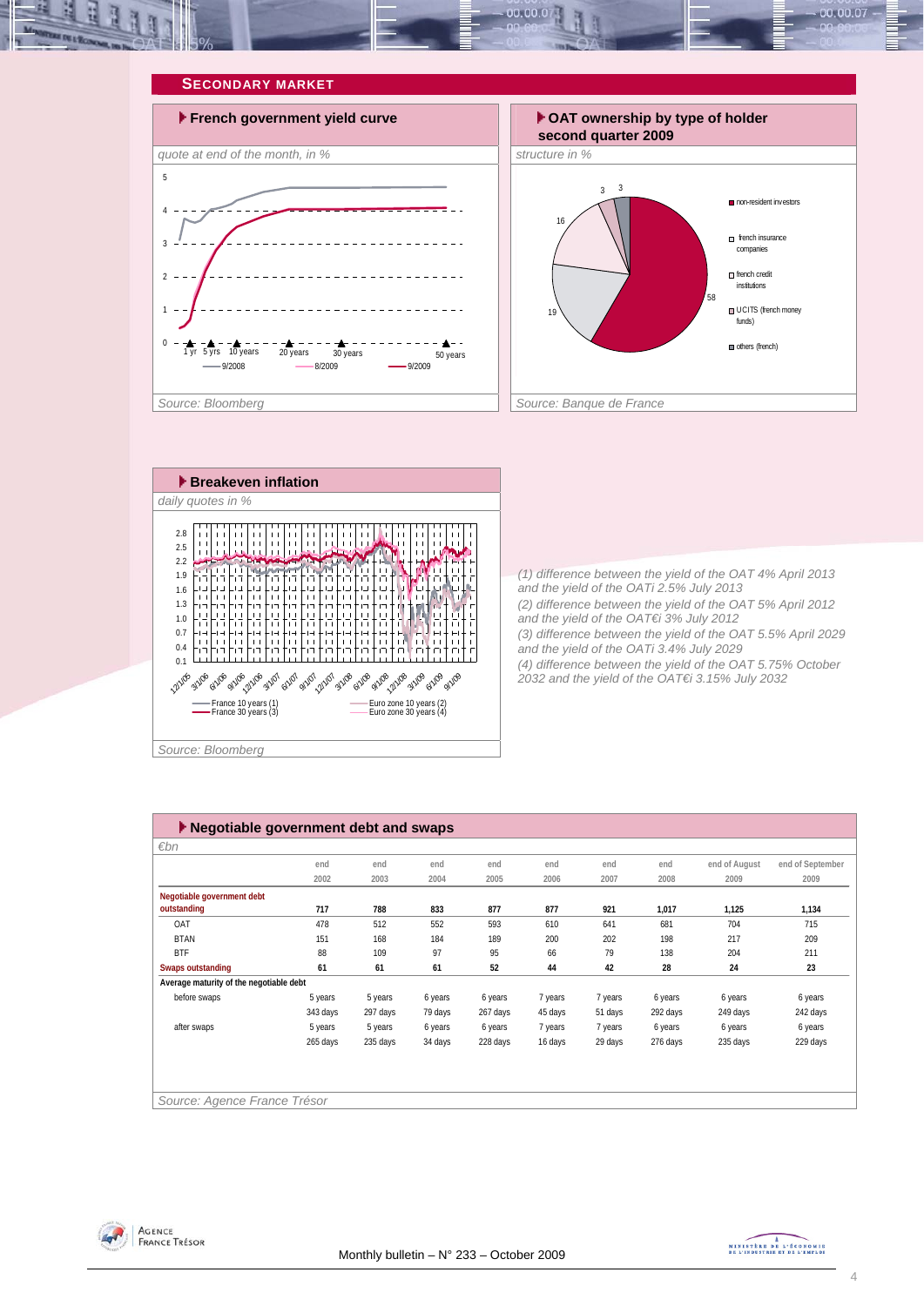## SECONDARY MARKET

### French government yield curve

*quote at end of the month, in %*

Legend: 9/2008, 8/2009, 9/2009

*Source: Bloomberg*

### OAT ownership by type of holder second quarter 2009

*structure in %*

- non-resident investors: 58
- french insurance companies: 19
- french credit institutions: 16
- UCITS (french money funds): 3
- others (french): 3

*Source: Banque de France*

### Breakeven inflation

*daily quotes in %*

Legend: France 10 years (1), France 30 years (3), Euro zone 10 years (2), Euro zone 30 years (4)

*Source: Bloomberg*

*(1) difference between the yield of the OAT 4% April 2013 and the yield of the OATi 2.5% July 2013*
*(2) difference between the yield of the OAT 5% April 2012 and the yield of the OAT€i 3% July 2012*
*(3) difference between the yield of the OAT 5.5% April 2029 and the yield of the OATi 3.4% July 2029*
*(4) difference between the yield of the OAT 5.75% October 2032 and the yield of the OAT€i 3.15% July 2032*

### Negotiable government debt and swaps

*€bn*

| | end 2002 | end 2003 | end 2004 | end 2005 | end 2006 | end 2007 | end 2008 | end of August 2009 | end of September 2009 |
|---|---|---|---|---|---|---|---|---|---|
| **Negotiable government debt outstanding** | **717** | **788** | **833** | **877** | **877** | **921** | **1,017** | **1,125** | **1,134** |
| OAT | 478 | 512 | 552 | 593 | 610 | 641 | 681 | 704 | 715 |
| BTAN | 151 | 168 | 184 | 189 | 200 | 202 | 198 | 217 | 209 |
| BTF | 88 | 109 | 97 | 95 | 66 | 79 | 138 | 204 | 211 |
| **Swaps outstanding** | **61** | **61** | **61** | **52** | **44** | **42** | **28** | **24** | **23** |
| **Average maturity of the negotiable debt** | | | | | | | | | |
| before swaps | 5 years | 5 years | 6 years | 6 years | 7 years | 7 years | 6 years | 6 years | 6 years |
| | 343 days | 297 days | 79 days | 267 days | 45 days | 51 days | 292 days | 249 days | 242 days |
| after swaps | 5 years | 5 years | 6 years | 6 years | 7 years | 7 years | 6 years | 6 years | 6 years |
| | 265 days | 235 days | 34 days | 228 days | 16 days | 29 days | 276 days | 235 days | 229 days |

*Source: Agence France Trésor*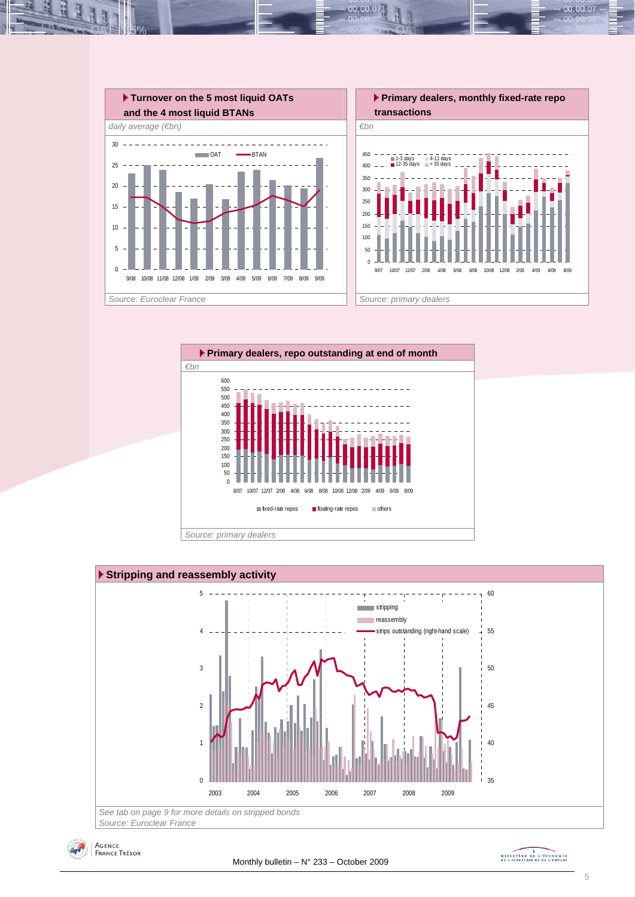### Turnover on the 5 most liquid OATs and the 4 most liquid BTANs

*daily average (€bn)*

*Source: Euroclear France*

### Primary dealers, monthly fixed-rate repo transactions

*€bn*

*Source: primary dealers*

### Primary dealers, repo outstanding at end of month

*€bn*

*Source: primary dealers*

### Stripping and reassembly activity

*See tab on page 9 for more details on stripped bonds*

*Source: Euroclear France*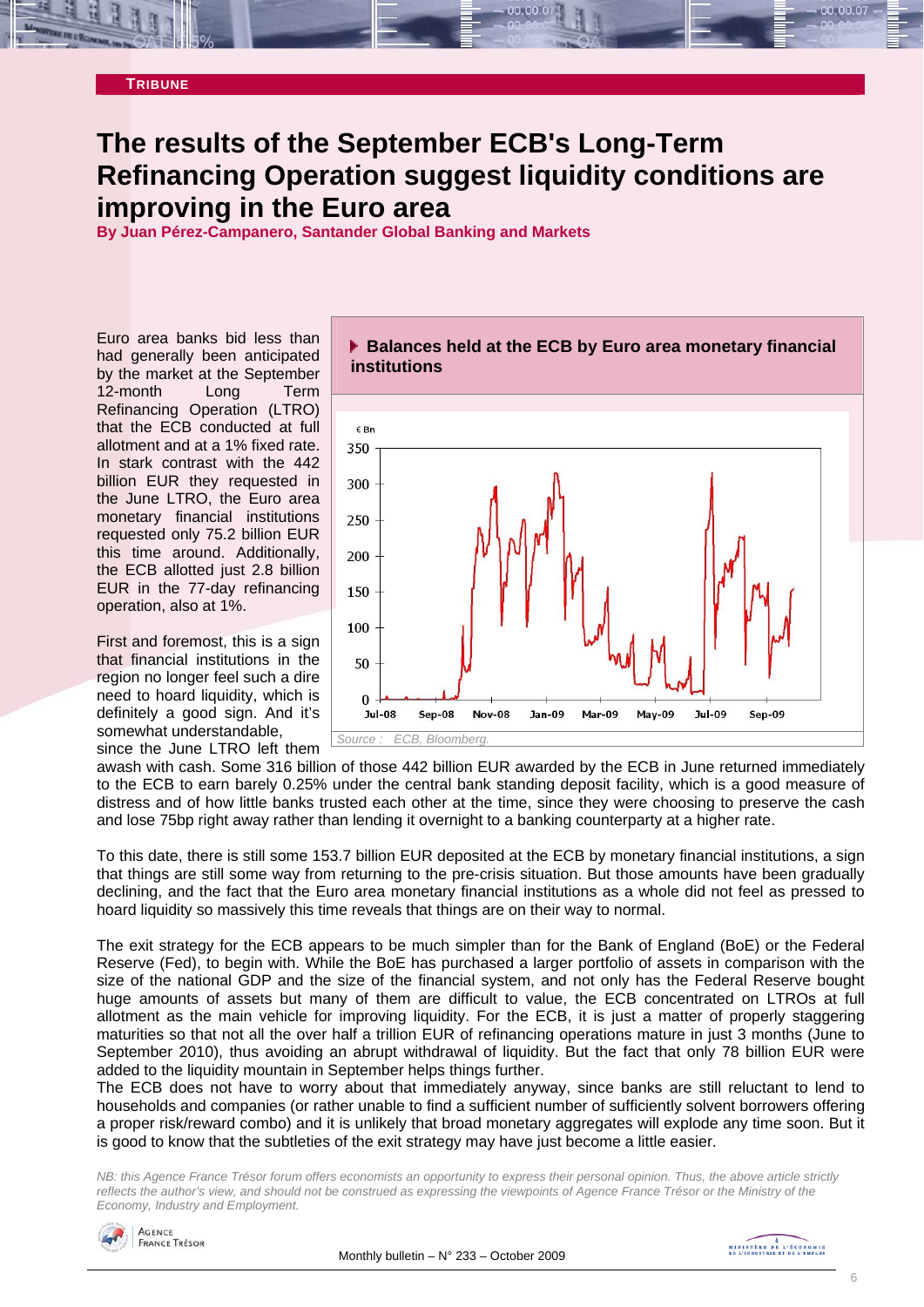**TRIBUNE**

# The results of the September ECB's Long-Term Refinancing Operation suggest liquidity conditions are improving in the Euro area

**By Juan Pérez-Campanero, Santander Global Banking and Markets**

Euro area banks bid less than had generally been anticipated by the market at the September 12-month Long Term Refinancing Operation (LTRO) that the ECB conducted at full allotment and at a 1% fixed rate. In stark contrast with the 442 billion EUR they requested in the June LTRO, the Euro area monetary financial institutions requested only 75.2 billion EUR this time around. Additionally, the ECB allotted just 2.8 billion EUR in the 77-day refinancing operation, also at 1%.

**Balances held at the ECB by Euro area monetary financial institutions**

*Source : ECB, Bloomberg.*

First and foremost, this is a sign that financial institutions in the region no longer feel such a dire need to hoard liquidity, which is definitely a good sign. And it's somewhat understandable, since the June LTRO left them awash with cash. Some 316 billion of those 442 billion EUR awarded by the ECB in June returned immediately to the ECB to earn barely 0.25% under the central bank standing deposit facility, which is a good measure of distress and of how little banks trusted each other at the time, since they were choosing to preserve the cash and lose 75bp right away rather than lending it overnight to a banking counterparty at a higher rate.

To this date, there is still some 153.7 billion EUR deposited at the ECB by monetary financial institutions, a sign that things are still some way from returning to the pre-crisis situation. But those amounts have been gradually declining, and the fact that the Euro area monetary financial institutions as a whole did not feel as pressed to hoard liquidity so massively this time reveals that things are on their way to normal.

The exit strategy for the ECB appears to be much simpler than for the Bank of England (BoE) or the Federal Reserve (Fed), to begin with. While the BoE has purchased a larger portfolio of assets in comparison with the size of the national GDP and the size of the financial system, and not only has the Federal Reserve bought huge amounts of assets but many of them are difficult to value, the ECB concentrated on LTROs at full allotment as the main vehicle for improving liquidity. For the ECB, it is just a matter of properly staggering maturities so that not all the over half a trillion EUR of refinancing operations mature in just 3 months (June to September 2010), thus avoiding an abrupt withdrawal of liquidity. But the fact that only 78 billion EUR were added to the liquidity mountain in September helps things further.

The ECB does not have to worry about that immediately anyway, since banks are still reluctant to lend to households and companies (or rather unable to find a sufficient number of sufficiently solvent borrowers offering a proper risk/reward combo) and it is unlikely that broad monetary aggregates will explode any time soon. But it is good to know that the subtleties of the exit strategy may have just become a little easier.

*NB: this Agence France Trésor forum offers economists an opportunity to express their personal opinion. Thus, the above article strictly reflects the author's view, and should not be construed as expressing the viewpoints of Agence France Trésor or the Ministry of the Economy, Industry and Employment.*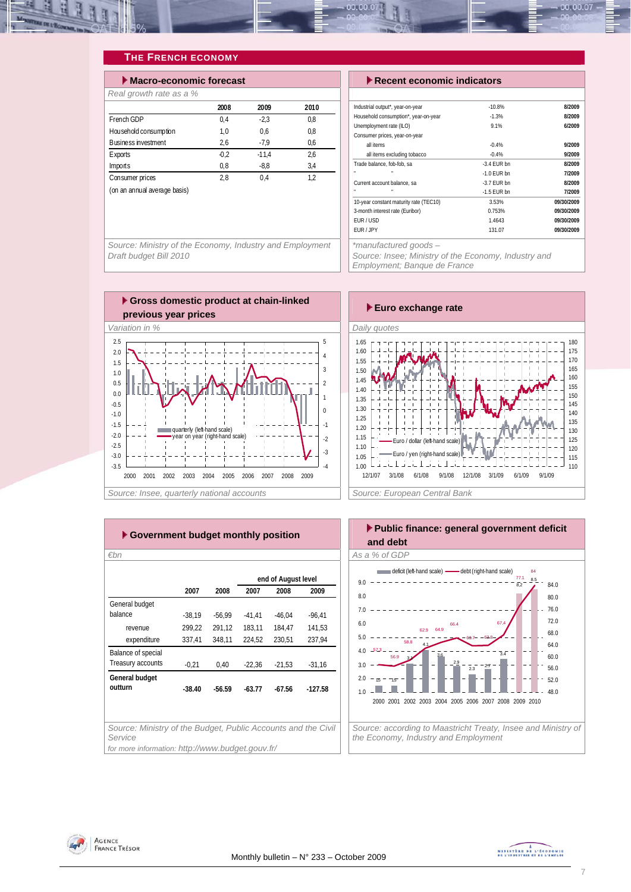## THE FRENCH ECONOMY

### Macro-economic forecast

*Real growth rate as a %*

| | 2008 | 2009 | 2010 |
|---|---|---|---|
| French GDP | 0,4 | -2,3 | 0,8 |
| Household consumption | 1,0 | 0,6 | 0,8 |
| Business investment | 2,6 | -7,9 | 0,6 |
| Exports | -0,2 | -11,4 | 2,6 |
| Imports | 0,8 | -8,8 | 3,4 |
| Consumer prices | 2,8 | 0,4 | 1,2 |
| (on an annual average basis) | | | |

*Source: Ministry of the Economy, Industry and Employment Draft budget Bill 2010*

### Recent economic indicators

| | | |
|---|---|---|
| Industrial output*, year-on-year | -10.8% | 8/2009 |
| Household consumption*, year-on-year | -1.3% | 8/2009 |
| Unemployment rate (ILO) | 9.1% | 6/2009 |
| Consumer prices, year-on-year | | |
| all items | -0.4% | 9/2009 |
| all items excluding tobacco | -0.4% | 9/2009 |
| Trade balance, fob-fob, sa | -3.4 EUR bn | 8/2009 |
| " " | -1.0 EUR bn | 7/2009 |
| Current account balance, sa | -3.7 EUR bn | 8/2009 |
| " " | -1.5 EUR bn | 7/2009 |
| 10-year constant maturity rate (TEC10) | 3.53% | 09/30/2009 |
| 3-month interest rate (Euribor) | 0.753% | 09/30/2009 |
| EUR / USD | 1.4643 | 09/30/2009 |
| EUR / JPY | 131.07 | 09/30/2009 |

*\*manufactured goods –*
*Source: Insee; Ministry of the Economy, Industry and Employment; Banque de France*

### Gross domestic product at chain-linked previous year prices

*Variation in %*

*Source: Insee, quarterly national accounts*

### Euro exchange rate

*Daily quotes*

*Source: European Central Bank*

### Government budget monthly position

*€bn*

| | 2007 | 2008 | end of August level 2007 | end of August level 2008 | end of August level 2009 |
|---|---|---|---|---|---|
| General budget balance | -38,19 | -56,99 | -41,41 | -46,04 | -96,41 |
| revenue | 299,22 | 291,12 | 183,11 | 184,47 | 141,53 |
| expenditure | 337,41 | 348,11 | 224,52 | 230,51 | 237,94 |
| Balance of special Treasury accounts | -0,21 | 0,40 | -22,36 | -21,53 | -31,16 |
| **General budget outturn** | **-38.40** | **-56.59** | **-63.77** | **-67.56** | **-127.58** |

*Source: Ministry of the Budget, Public Accounts and the Civil Service*
*for more information: http://www.budget.gouv.fr/*

### Public finance: general government deficit and debt

*As a % of GDP*

*Source: according to Maastricht Treaty, Insee and Ministry of the Economy, Industry and Employment*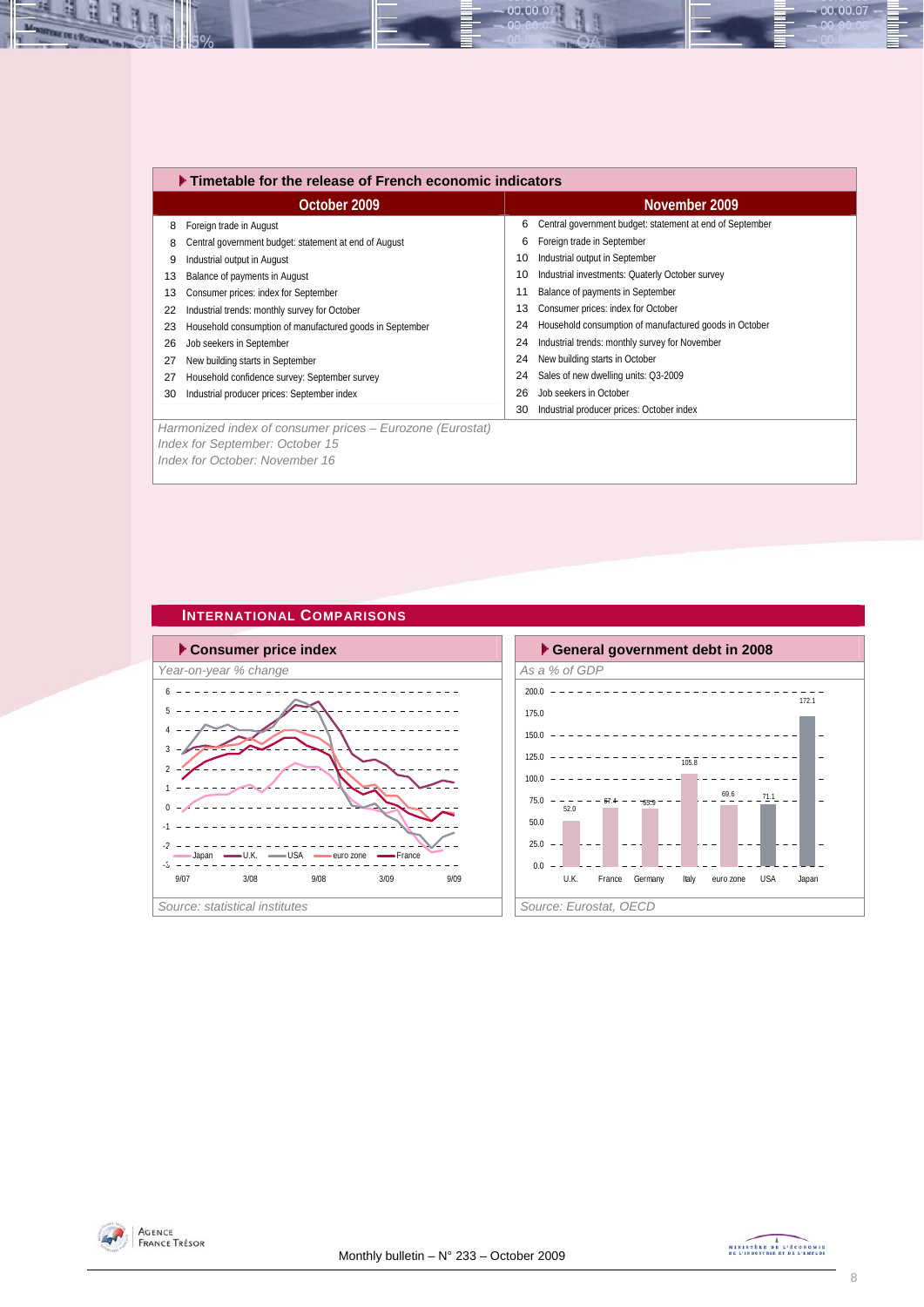## Timetable for the release of French economic indicators

| October 2009 | | November 2009 | |
|---|---|---|---|
| 8 | Foreign trade in August | 6 | Central government budget: statement at end of September |
| 8 | Central government budget: statement at end of August | 6 | Foreign trade in September |
| 9 | Industrial output in August | 10 | Industrial output in September |
| 13 | Balance of payments in August | 10 | Industrial investments: Quaterly October survey |
| 13 | Consumer prices: index for September | 11 | Balance of payments in September |
| 22 | Industrial trends: monthly survey for October | 13 | Consumer prices: index for October |
| 23 | Household consumption of manufactured goods in September | 24 | Household consumption of manufactured goods in October |
| 26 | Job seekers in September | 24 | Industrial trends: monthly survey for November |
| 27 | New building starts in September | 24 | New building starts in October |
| 27 | Household confidence survey: September survey | 24 | Sales of new dwelling units: Q3-2009 |
| 30 | Industrial producer prices: September index | 26 | Job seekers in October |
| | | 30 | Industrial producer prices: October index |

*Harmonized index of consumer prices – Eurozone (Eurostat)*
*Index for September: October 15*
*Index for October: November 16*

## International Comparisons

### Consumer price index

*Year-on-year % change*

*Source: statistical institutes*

### General government debt in 2008

*As a % of GDP*

| U.K. | France | Germany | Italy | euro zone | USA | Japan |
|---|---|---|---|---|---|---|
| 52.0 | 67.4 | 65.9 | 105.8 | 69.6 | 71.1 | 172.1 |

*Source: Eurostat, OECD*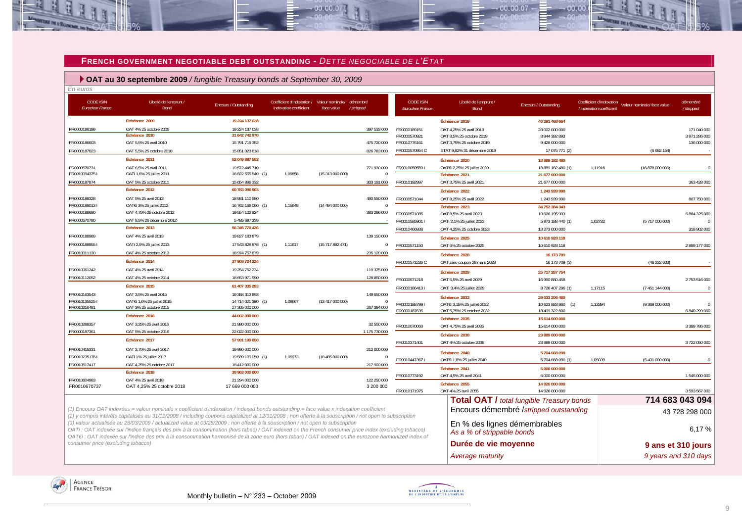## FRENCH GOVERNMENT NEGOTIABLE DEBT OUTSTANDING - *DETTE NEGOCIABLE DE L'ETAT*

### OAT au 30 septembre 2009 / *fungible Treasury bonds at September 30, 2009*

*En euros*

| CODE ISIN *Euroclear France* | Libellé de l'emprunt / Bond | Encours / Outstanding | Coefficient d'indexation / indexation coefficient | Valeur nominale/ face value | démembré / stripped |
|---|---|---|---|---|---|
| | **Échéance 2009** | **19 224 137 038** | | | |
| FR0000186199 | OAT 4% 25 octobre 2009 | 19 224 137 038 | | | 397 533 000 |
| | **Échéance 2010** | **31 642 742 970** | | | |
| FR0000186603 | OAT 5,5% 25 avril 2010 | 15 791 719 352 | | | 475 720 000 |
| FR0000187023 | OAT 5,5% 25 octobre 2010 | 15 851 023 618 | | | 826 783 000 |
| | **Échéance 2011** | **52 049 887 582** | | | |
| FR0000570731 | OAT 6,5% 25 avril 2011 | 19 572 445 710 | | | 771 930 000 |
| FR0010094375 I | OATi 1,6% 25 juillet 2011 | 16 822 555 540 (1) | 1,09858 | (15 313 000 000) | 0 |
| FR0000187874 | OAT 5% 25 octobre 2011 | 15 654 886 332 | | | 303 191 000 |
| | **Échéance 2012** | **60 783 096 903** | | | |
| FR0000188328 | OAT 5% 25 avril 2012 | 18 981 110 580 | | | 480 550 000 |
| FR0000188013 I | OAT€i 3% 25 juillet 2012 | 16 762 166 060 (1) | 1,15649 | (14 494 000 000) | 0 |
| FR0000188690 | OAT 4,75% 25 octobre 2012 | 19 554 122 924 | | | 383 296 000 |
| FR0000570780 | OAT 8,5% 26 décembre 2012 | 5 485 697 339 | | | - |
| | **Échéance 2013** | **56 345 770 436** | | | |
| FR0000188989 | OAT 4% 25 avril 2013 | 19 827 183 879 | | | 139 150 000 |
| FR0000188955 I | OATi 2,5% 25 juillet 2013 | 17 543 828 878 (1) | 1,11617 | (15 717 882 471) | 0 |
| FR0010011130 | OAT 4% 25 octobre 2013 | 18 974 757 679 | | | 235 120 000 |
| | **Échéance 2014** | **37 908 724 224** | | | |
| FR0010061242 | OAT 4% 25 avril 2014 | 19 254 752 234 | | | 119 375 000 |
| FR0010112052 | OAT 4% 25 octobre 2014 | 18 653 971 990 | | | 128 850 000 |
| | **Échéance 2015** | **61 407 335 283** | | | |
| FR0010163543 | OAT 3,5% 25 avril 2015 | 19 388 313 893 | | | 149 650 000 |
| FR0010135525 I | OAT€i 1,6% 25 juillet 2015 | 14 714 021 390 (1) | 1,09667 | (13 417 000 000) | 0 |
| FR0010216481 | OAT 3% 25 octobre 2015 | 27 305 000 000 | | | 267 394 000 |
| | **Échéance 2016** | **44 002 000 000** | | | |
| FR0010288357 | OAT 3,25% 25 avril 2016 | 21 980 000 000 | | | 32 550 000 |
| FR0000187361 | OAT 5% 25 octobre 2016 | 22 022 000 000 | | | 1 175 730 000 |
| | **Échéance 2017** | **57 991 109 050** | | | |
| FR0010415331 | OAT 3,75% 25 avril 2017 | 19 990 000 000 | | | 212 000 000 |
| FR0010235176 I | OATi 1% 25 juillet 2017 | 19 589 109 050 (1) | 1,05973 | (18 485 000 000) | 0 |
| FR0010517417 | OAT 4,25% 25 octobre 2017 | 18 412 000 000 | | | 217 900 000 |
| | **Échéance 2018** | **38 963 000 000** | | | |
| FR0010604983 | OAT 4% 25 avril 2018 | 21 294 000 000 | | | 122 250 000 |
| FR0010670737 | OAT 4,25% 25 octobre 2018 | 17 669 000 000 | | | 3 200 000 |
| | **Échéance 2019** | **46 291 468 664** | | | |
| FR0000189151 | OAT 4,25% 25 avril 2019 | 28 002 000 000 | | | 171 040 000 |
| FR0000570921 | OAT 8,5% 25 octobre 2019 | 8 844 392 893 | | | 3 871 286 000 |
| FR0010776161 | OAT 3,75% 25 octobre 2019 | 9 428 000 000 | | | 136 000 000 |
| FR0000570954 C | ETAT 9,82% 31 décembre 2019 | 17 075 771 (2) | | (6 692 154) | - |
| | **Échéance 2020** | **18 889 182 480** | | | |
| FR0010050559 I | OAT€i 2,25% 25 juillet 2020 | 18 889 182 480 (1) | 1,11916 | (16 878 000 000) | 0 |
| | **Échéance 2021** | **21 677 000 000** | | | |
| FR0010192997 | OAT 3,75% 25 avril 2021 | 21 677 000 000 | | | 363 428 000 |
| | **Échéance 2022** | **1 243 939 990** | | | |
| FR0000571044 | OAT 8,25% 25 avril 2022 | 1 243 939 990 | | | 807 750 000 |
| | **Échéance 2023** | **34 752 384 343** | | | |
| FR0000571085 | OAT 8,5% 25 avril 2023 | 10 606 195 903 | | | 6 884 325 000 |
| FR0010585901 I | OATi 2,1% 25 juillet 2023 | 5 873 188 440 (1) | 1,02732 | (5 717 000 000) | 0 |
| FR0010466938 | OAT 4,25% 25 octobre 2023 | 18 273 000 000 | | | 318 902 000 |
| | **Échéance 2025** | **10 610 928 118** | | | |
| FR0000571150 | OAT 6% 25 octobre 2025 | 10 610 928 118 | | | 2 889 177 000 |
| | **Échéance 2028** | **16 173 709** | | | |
| FR0000571226 C | OAT zéro coupon 28 mars 2028 | 16 173 709 (3) | | (46 232 603) | - |
| | **Échéance 2029** | **25 717 287 754** | | | |
| FR0000571218 | OAT 5,5% 25 avril 2029 | 16 990 880 458 | | | 2 753 516 000 |
| FR0000186413 I | OATi 3,4% 25 juillet 2029 | 8 726 407 296 (1) | 1,17115 | (7 451 144 000) | 0 |
| | **Échéance 2032** | **29 033 206 460** | | | |
| FR0000188799 I | OAT€i 3,15% 25 juillet 2032 | 10 623 883 860 (1) | 1,13394 | (9 369 000 000) | 0 |
| FR0000187635 | OAT 5,75% 25 octobre 2032 | 18 409 322 600 | | | 6 840 299 000 |
| | **Échéance 2035** | **15 614 000 000** | | | |
| FR0010070060 | OAT 4,75% 25 avril 2035 | 15 614 000 000 | | | 3 389 786 000 |
| | **Échéance 2038** | **23 889 000 000** | | | |
| FR0010371401 | OAT 4% 25 octobre 2038 | 23 889 000 000 | | | 3 722 050 000 |
| | **Échéance 2040** | **5 704 668 090** | | | |
| FR0010447367 I | OAT€i 1,8% 25 juillet 2040 | 5 704 668 090 (1) | 1,05039 | (5 431 000 000) | 0 |
| | **Échéance 2041** | **6 000 000 000** | | | |
| FR0010773192 | OAT 4,5% 25 avril 2041 | 6 000 000 000 | | | 1 545 000 000 |
| | **Échéance 2055** | **14 926 000 000** | | | |
| FR0010171975 | OAT 4% 25 avril 2055 | 14 926 000 000 | | | 3 593 567 000 |

| | |
|---|---|
| **Total OAT /** *total fungible Treasury bonds* | **714 683 043 094** |
| Encours démembré /*stripped outstanding* | 43 728 298 000 |
| En % des lignes démembrables *As a % of strippable bonds* | 6,17 % |
| **Durée de vie moyenne** | **9 ans et 310 jours** |
| *Average maturity* | *9 years and 310 days* |

*(1) Encours OAT indexées = valeur nominale x coefficient d'indexation / indexed bonds outstanding = face value x indexation coefficient*
*(2) y compris intérêts capitalisés au 31/12/2008 / including coupons capitalized at 12/31/2008 ; non offerte à la souscription / not open to subscription*
*(3) valeur actualisée au 28/03/2009 / actualized value at 03/28/2009 ; non offerte à la souscription / not open to subscription*
*OATi : OAT indexée sur l'indice français des prix à la consommation (hors tabac) / OAT indexed on the French consumer price index (excluding tobacco)*
*OAT€i : OAT indexée sur l'indice des prix à la consommation harmonisé de la zone euro (hors tabac) / OAT indexed on the eurozone harmonized index of consumer price (excluding tobacco)*

Monthly bulletin – N° 233 – October 2009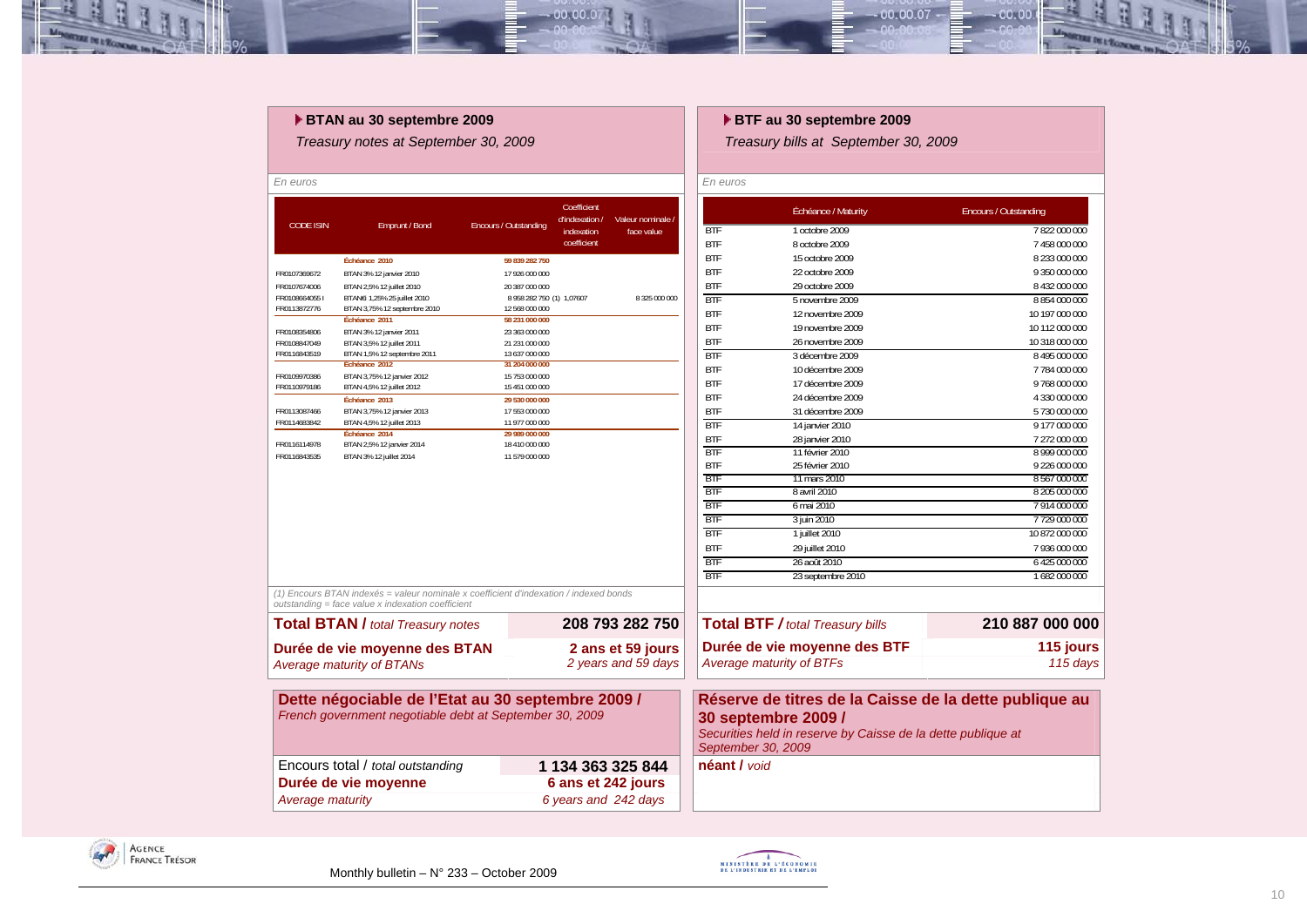## BTAN au 30 septembre 2009

*Treasury notes at September 30, 2009*

*En euros*

| CODE ISIN | Emprunt / Bond | Encours / Outstanding | Coefficient d'indexation / indexation coefficient | Valeur nominale / face value |
|---|---|---|---|---|
| | **Échéance 2010** | **59 839 282 750** | | |
| FR0107369672 | BTAN 3% 12 janvier 2010 | 17 926 000 000 | | |
| FR0107674006 | BTAN 2,5% 12 juillet 2010 | 20 387 000 000 | | |
| FR0108664055 I | BTAN€i 1,25% 25 juillet 2010 | 8 958 282 750 (1) | 1,07607 | 8 325 000 000 |
| FR0113872776 | BTAN 3,75% 12 septembre 2010 | 12 568 000 000 | | |
| | **Échéance 2011** | **58 231 000 000** | | |
| FR0108354806 | BTAN 3% 12 janvier 2011 | 23 363 000 000 | | |
| FR0108847049 | BTAN 3,5% 12 juillet 2011 | 21 231 000 000 | | |
| FR0116843519 | BTAN 1,5% 12 septembre 2011 | 13 637 000 000 | | |
| | **Échéance 2012** | **31 204 000 000** | | |
| FR0109970386 | BTAN 3,75% 12 janvier 2012 | 15 753 000 000 | | |
| FR0110979186 | BTAN 4,5% 12 juillet 2012 | 15 451 000 000 | | |
| | **Échéance 2013** | **29 530 000 000** | | |
| FR0113087466 | BTAN 3,75% 12 janvier 2013 | 17 553 000 000 | | |
| FR0114683842 | BTAN 4,5% 12 juillet 2013 | 11 977 000 000 | | |
| | **Échéance 2014** | **29 989 000 000** | | |
| FR0116114978 | BTAN 2,5% 12 janvier 2014 | 18 410 000 000 | | |
| FR0116843535 | BTAN 3% 12 juillet 2014 | 11 579 000 000 | | |

*(1) Encours BTAN indexés = valeur nominale x coefficient d'indexation / indexed bonds outstanding = face value x indexation coefficient*

| | |
|---|---|
| **Total BTAN /** *total Treasury notes* | **208 793 282 750** |
| **Durée de vie moyenne des BTAN** *Average maturity of BTANs* | **2 ans et 59 jours** *2 years and 59 days* |

## BTF au 30 septembre 2009

*Treasury bills at September 30, 2009*

*En euros*

| | Échéance / Maturity | Encours / Outstanding |
|---|---|---|
| BTF | 1 octobre 2009 | 7 822 000 000 |
| BTF | 8 octobre 2009 | 7 458 000 000 |
| BTF | 15 octobre 2009 | 8 233 000 000 |
| BTF | 22 octobre 2009 | 9 350 000 000 |
| BTF | 29 octobre 2009 | 8 432 000 000 |
| BTF | 5 novembre 2009 | 8 854 000 000 |
| BTF | 12 novembre 2009 | 10 197 000 000 |
| BTF | 19 novembre 2009 | 10 112 000 000 |
| BTF | 26 novembre 2009 | 10 318 000 000 |
| BTF | 3 décembre 2009 | 8 495 000 000 |
| BTF | 10 décembre 2009 | 7 784 000 000 |
| BTF | 17 décembre 2009 | 9 768 000 000 |
| BTF | 24 décembre 2009 | 4 330 000 000 |
| BTF | 31 décembre 2009 | 5 730 000 000 |
| BTF | 14 janvier 2010 | 9 177 000 000 |
| BTF | 28 janvier 2010 | 7 272 000 000 |
| BTF | 11 février 2010 | 8 999 000 000 |
| BTF | 25 février 2010 | 9 226 000 000 |
| BTF | 11 mars 2010 | 8 567 000 000 |
| BTF | 8 avril 2010 | 8 205 000 000 |
| BTF | 6 mai 2010 | 7 914 000 000 |
| BTF | 3 juin 2010 | 7 729 000 000 |
| BTF | 1 juillet 2010 | 10 872 000 000 |
| BTF | 29 juillet 2010 | 7 936 000 000 |
| BTF | 26 août 2010 | 6 425 000 000 |
| BTF | 23 septembre 2010 | 1 682 000 000 |

| | |
|---|---|
| **Total BTF /** *total Treasury bills* | **210 887 000 000** |
| **Durée de vie moyenne des BTF** *Average maturity of BTFs* | **115 jours** *115 days* |

## Dette négociable de l'Etat au 30 septembre 2009 /

*French government negotiable debt at September 30, 2009*

| | |
|---|---|
| Encours total / *total outstanding* | **1 134 363 325 844** |
| **Durée de vie moyenne** *Average maturity* | **6 ans et 242 jours** *6 years and 242 days* |

## Réserve de titres de la Caisse de la dette publique au 30 septembre 2009 /

*Securities held in reserve by Caisse de la dette publique at September 30, 2009*

**néant /** *void*

Monthly bulletin – N° 233 – October 2009